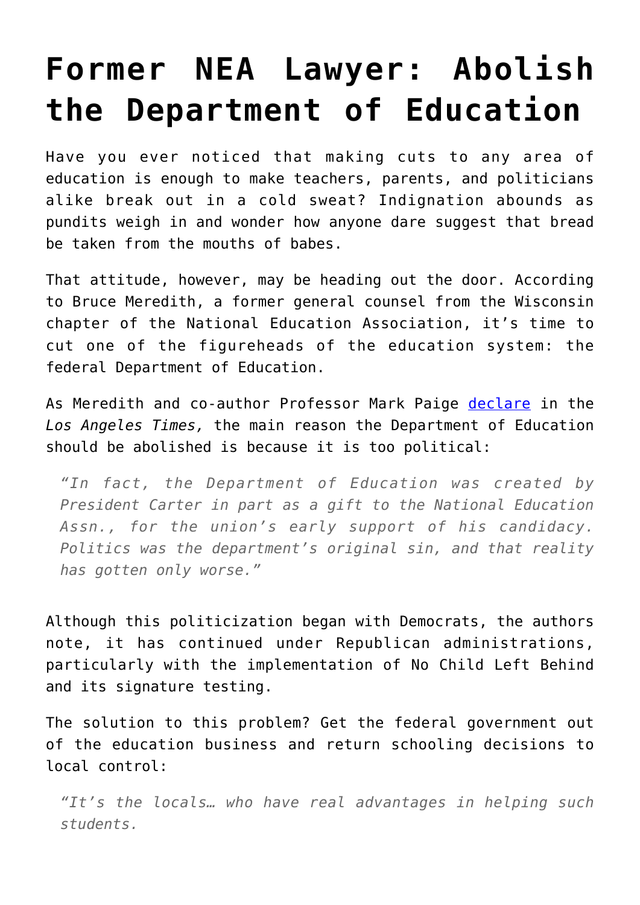# Former NEA Lawyer: Abolish the Department of Education

Have you ever noticed that making cuts to any area of education is enough to make teachers, parents, and politicians alike break out in a cold sweat? Indignation abounds as pundits weigh in and wonder how anyone dare suggest that bread be taken from the mouths of babes.

That attitude, however, may be heading out the door. According to Bruce Meredith, a former general counsel from the Wisconsin chapter of the National Education Association, it's time to cut one of the figureheads of the education system: the federal Department of Education.

As Meredith and co-author Professor Mark Paige declare in the *Los Angeles Times,* the main reason the Department of Education should be abolished is because it is too political:

> *"In fact, the Department of Education was created by President Carter in part as a gift to the National Education Assn., for the union's early support of his candidacy. Politics was the department's original sin, and that reality has gotten only worse."*

Although this politicization began with Democrats, the authors note, it has continued under Republican administrations, particularly with the implementation of No Child Left Behind and its signature testing.

The solution to this problem? Get the federal government out of the education business and return schooling decisions to local control:

> *"It's the locals… who have real advantages in helping such students.*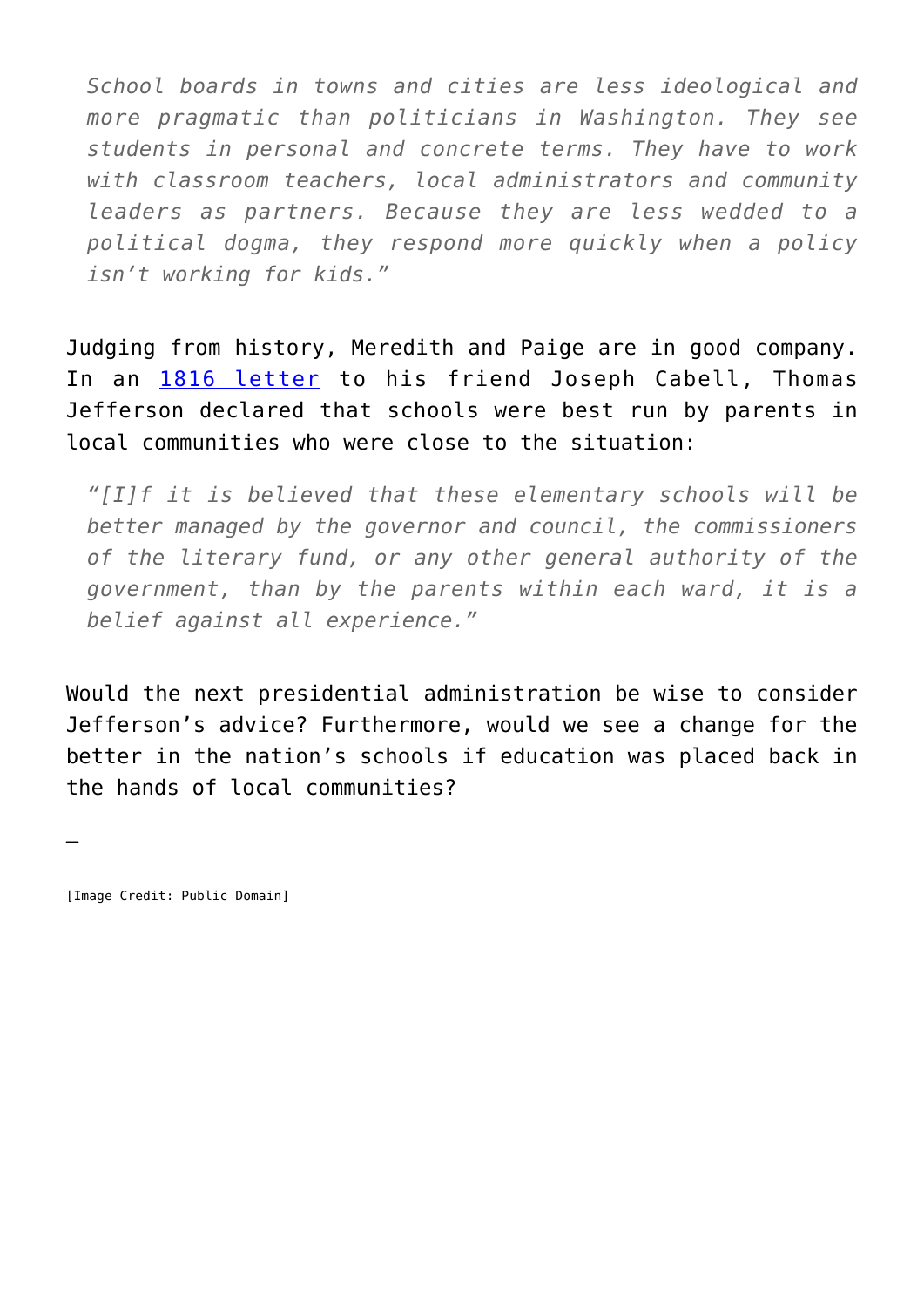> *School boards in towns and cities are less ideological and more pragmatic than politicians in Washington. They see students in personal and concrete terms. They have to work with classroom teachers, local administrators and community leaders as partners. Because they are less wedded to a political dogma, they respond more quickly when a policy isn't working for kids."*

Judging from history, Meredith and Paige are in good company. In an 1816 letter to his friend Joseph Cabell, Thomas Jefferson declared that schools were best run by parents in local communities who were close to the situation:

> *"[I]f it is believed that these elementary schools will be better managed by the governor and council, the commissioners of the literary fund, or any other general authority of the government, than by the parents within each ward, it is a belief against all experience."*

Would the next presidential administration be wise to consider Jefferson's advice? Furthermore, would we see a change for the better in the nation's schools if education was placed back in the hands of local communities?

—

[Image Credit: Public Domain]